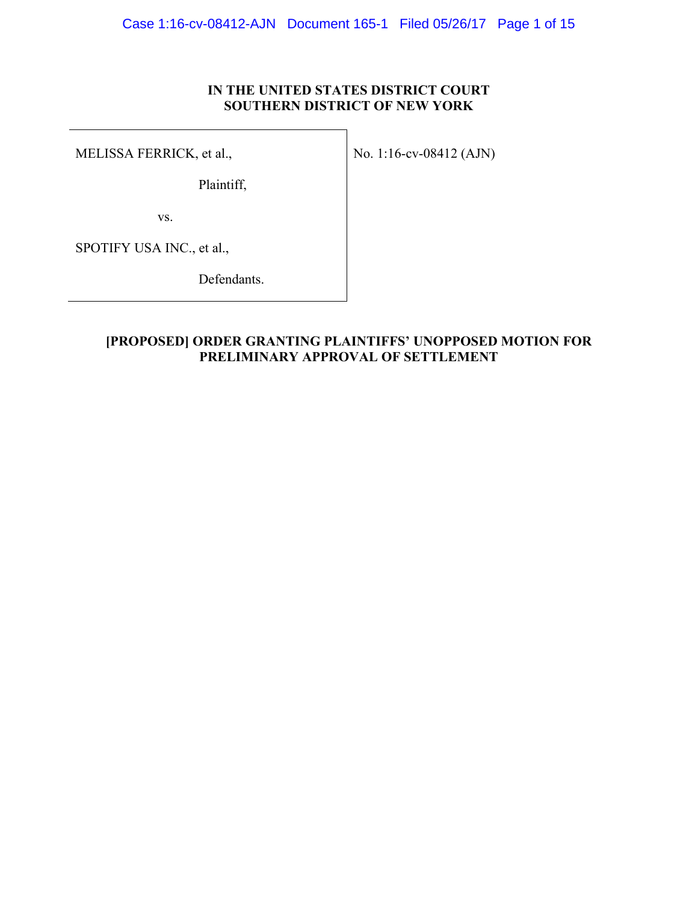**IN THE UNITED STATES DISTRICT COURT**
**SOUTHERN DISTRICT OF NEW YORK**

| | |
|---|---|
| MELISSA FERRICK, et al.,<br><br>Plaintiff,<br><br>vs.<br><br>SPOTIFY USA INC., et al.,<br><br>Defendants. | No. 1:16-cv-08412 (AJN) |

**[PROPOSED] ORDER GRANTING PLAINTIFFS' UNOPPOSED MOTION FOR PRELIMINARY APPROVAL OF SETTLEMENT**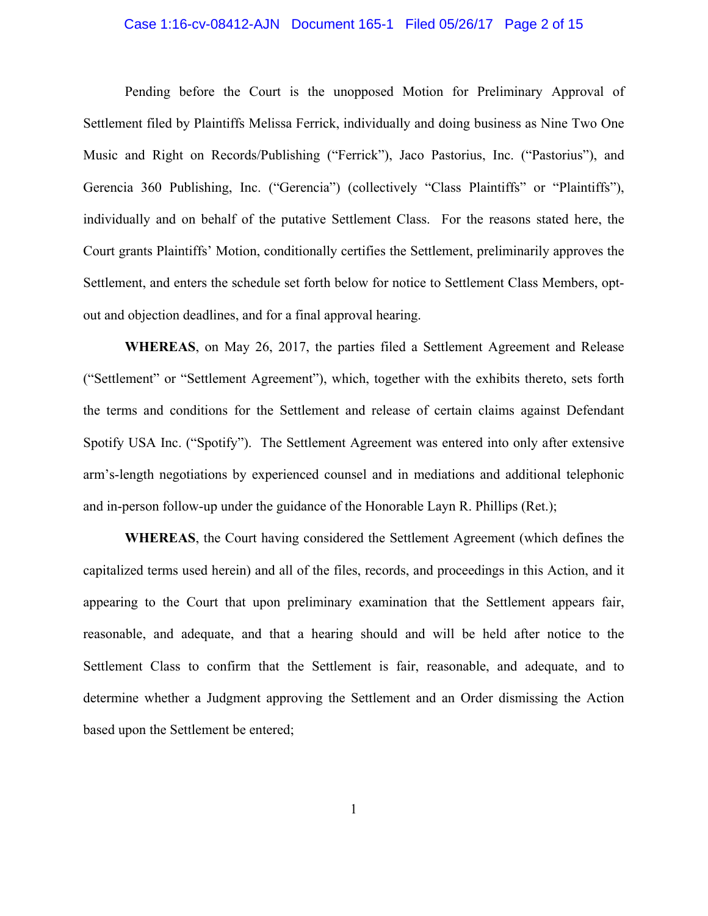Pending before the Court is the unopposed Motion for Preliminary Approval of Settlement filed by Plaintiffs Melissa Ferrick, individually and doing business as Nine Two One Music and Right on Records/Publishing ("Ferrick"), Jaco Pastorius, Inc. ("Pastorius"), and Gerencia 360 Publishing, Inc. ("Gerencia") (collectively "Class Plaintiffs" or "Plaintiffs"), individually and on behalf of the putative Settlement Class. For the reasons stated here, the Court grants Plaintiffs' Motion, conditionally certifies the Settlement, preliminarily approves the Settlement, and enters the schedule set forth below for notice to Settlement Class Members, opt-out and objection deadlines, and for a final approval hearing.

**WHEREAS**, on May 26, 2017, the parties filed a Settlement Agreement and Release ("Settlement" or "Settlement Agreement"), which, together with the exhibits thereto, sets forth the terms and conditions for the Settlement and release of certain claims against Defendant Spotify USA Inc. ("Spotify"). The Settlement Agreement was entered into only after extensive arm's-length negotiations by experienced counsel and in mediations and additional telephonic and in-person follow-up under the guidance of the Honorable Layn R. Phillips (Ret.);

**WHEREAS**, the Court having considered the Settlement Agreement (which defines the capitalized terms used herein) and all of the files, records, and proceedings in this Action, and it appearing to the Court that upon preliminary examination that the Settlement appears fair, reasonable, and adequate, and that a hearing should and will be held after notice to the Settlement Class to confirm that the Settlement is fair, reasonable, and adequate, and to determine whether a Judgment approving the Settlement and an Order dismissing the Action based upon the Settlement be entered;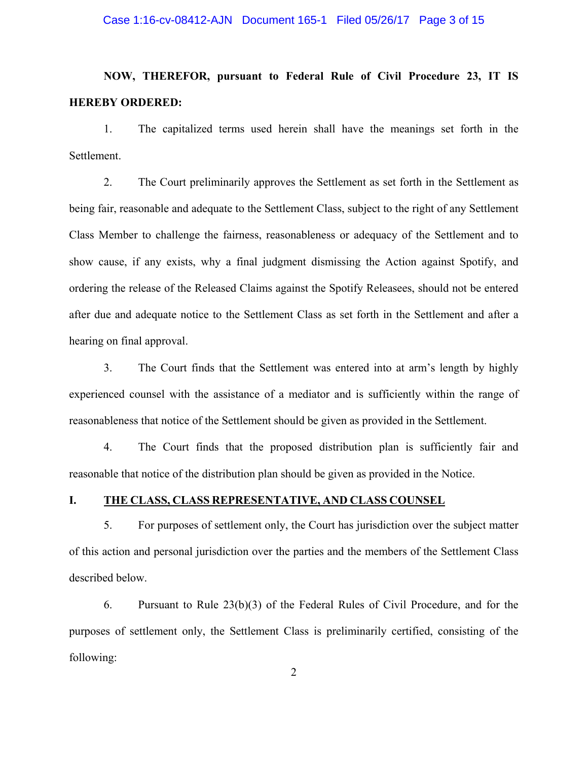**NOW, THEREFOR, pursuant to Federal Rule of Civil Procedure 23, IT IS HEREBY ORDERED:**

1. The capitalized terms used herein shall have the meanings set forth in the Settlement.

2. The Court preliminarily approves the Settlement as set forth in the Settlement as being fair, reasonable and adequate to the Settlement Class, subject to the right of any Settlement Class Member to challenge the fairness, reasonableness or adequacy of the Settlement and to show cause, if any exists, why a final judgment dismissing the Action against Spotify, and ordering the release of the Released Claims against the Spotify Releasees, should not be entered after due and adequate notice to the Settlement Class as set forth in the Settlement and after a hearing on final approval.

3. The Court finds that the Settlement was entered into at arm's length by highly experienced counsel with the assistance of a mediator and is sufficiently within the range of reasonableness that notice of the Settlement should be given as provided in the Settlement.

4. The Court finds that the proposed distribution plan is sufficiently fair and reasonable that notice of the distribution plan should be given as provided in the Notice.

## I. THE CLASS, CLASS REPRESENTATIVE, AND CLASS COUNSEL

5. For purposes of settlement only, the Court has jurisdiction over the subject matter of this action and personal jurisdiction over the parties and the members of the Settlement Class described below.

6. Pursuant to Rule 23(b)(3) of the Federal Rules of Civil Procedure, and for the purposes of settlement only, the Settlement Class is preliminarily certified, consisting of the following: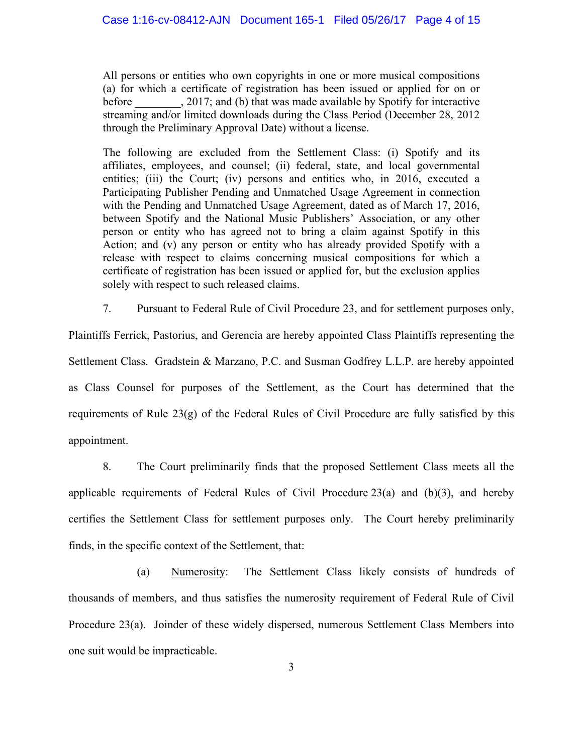> All persons or entities who own copyrights in one or more musical compositions (a) for which a certificate of registration has been issued or applied for on or before ________, 2017; and (b) that was made available by Spotify for interactive streaming and/or limited downloads during the Class Period (December 28, 2012 through the Preliminary Approval Date) without a license.
>
> The following are excluded from the Settlement Class: (i) Spotify and its affiliates, employees, and counsel; (ii) federal, state, and local governmental entities; (iii) the Court; (iv) persons and entities who, in 2016, executed a Participating Publisher Pending and Unmatched Usage Agreement in connection with the Pending and Unmatched Usage Agreement, dated as of March 17, 2016, between Spotify and the National Music Publishers' Association, or any other person or entity who has agreed not to bring a claim against Spotify in this Action; and (v) any person or entity who has already provided Spotify with a release with respect to claims concerning musical compositions for which a certificate of registration has been issued or applied for, but the exclusion applies solely with respect to such released claims.

7. Pursuant to Federal Rule of Civil Procedure 23, and for settlement purposes only, Plaintiffs Ferrick, Pastorius, and Gerencia are hereby appointed Class Plaintiffs representing the Settlement Class. Gradstein & Marzano, P.C. and Susman Godfrey L.L.P. are hereby appointed as Class Counsel for purposes of the Settlement, as the Court has determined that the requirements of Rule 23(g) of the Federal Rules of Civil Procedure are fully satisfied by this appointment.

8. The Court preliminarily finds that the proposed Settlement Class meets all the applicable requirements of Federal Rules of Civil Procedure 23(a) and (b)(3), and hereby certifies the Settlement Class for settlement purposes only. The Court hereby preliminarily finds, in the specific context of the Settlement, that:

(a) Numerosity: The Settlement Class likely consists of hundreds of thousands of members, and thus satisfies the numerosity requirement of Federal Rule of Civil Procedure 23(a). Joinder of these widely dispersed, numerous Settlement Class Members into one suit would be impracticable.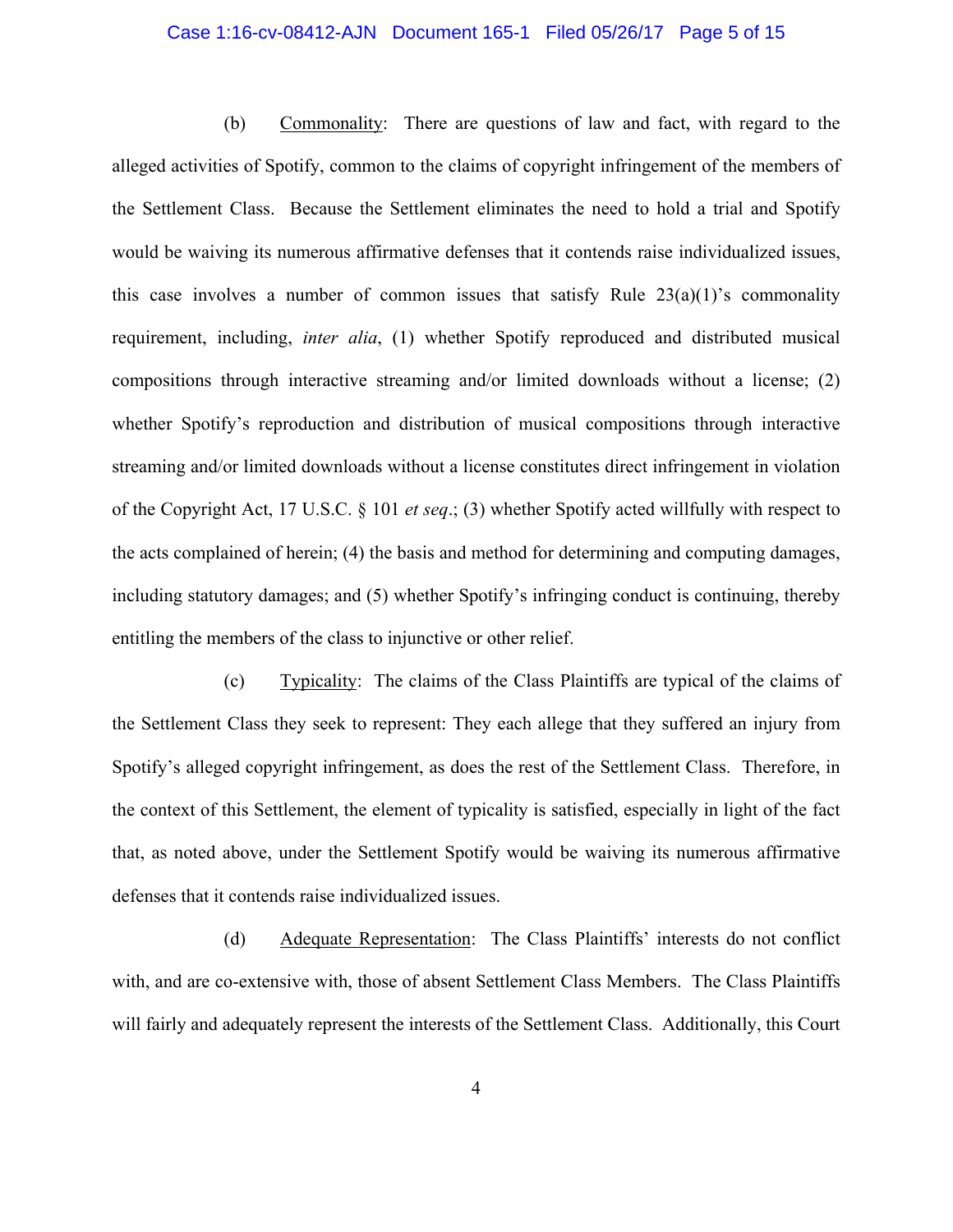(b) Commonality: There are questions of law and fact, with regard to the alleged activities of Spotify, common to the claims of copyright infringement of the members of the Settlement Class. Because the Settlement eliminates the need to hold a trial and Spotify would be waiving its numerous affirmative defenses that it contends raise individualized issues, this case involves a number of common issues that satisfy Rule 23(a)(1)'s commonality requirement, including, *inter alia*, (1) whether Spotify reproduced and distributed musical compositions through interactive streaming and/or limited downloads without a license; (2) whether Spotify's reproduction and distribution of musical compositions through interactive streaming and/or limited downloads without a license constitutes direct infringement in violation of the Copyright Act, 17 U.S.C. § 101 *et seq*.; (3) whether Spotify acted willfully with respect to the acts complained of herein; (4) the basis and method for determining and computing damages, including statutory damages; and (5) whether Spotify's infringing conduct is continuing, thereby entitling the members of the class to injunctive or other relief.

(c) Typicality: The claims of the Class Plaintiffs are typical of the claims of the Settlement Class they seek to represent: They each allege that they suffered an injury from Spotify's alleged copyright infringement, as does the rest of the Settlement Class. Therefore, in the context of this Settlement, the element of typicality is satisfied, especially in light of the fact that, as noted above, under the Settlement Spotify would be waiving its numerous affirmative defenses that it contends raise individualized issues.

(d) Adequate Representation: The Class Plaintiffs' interests do not conflict with, and are co-extensive with, those of absent Settlement Class Members. The Class Plaintiffs will fairly and adequately represent the interests of the Settlement Class. Additionally, this Court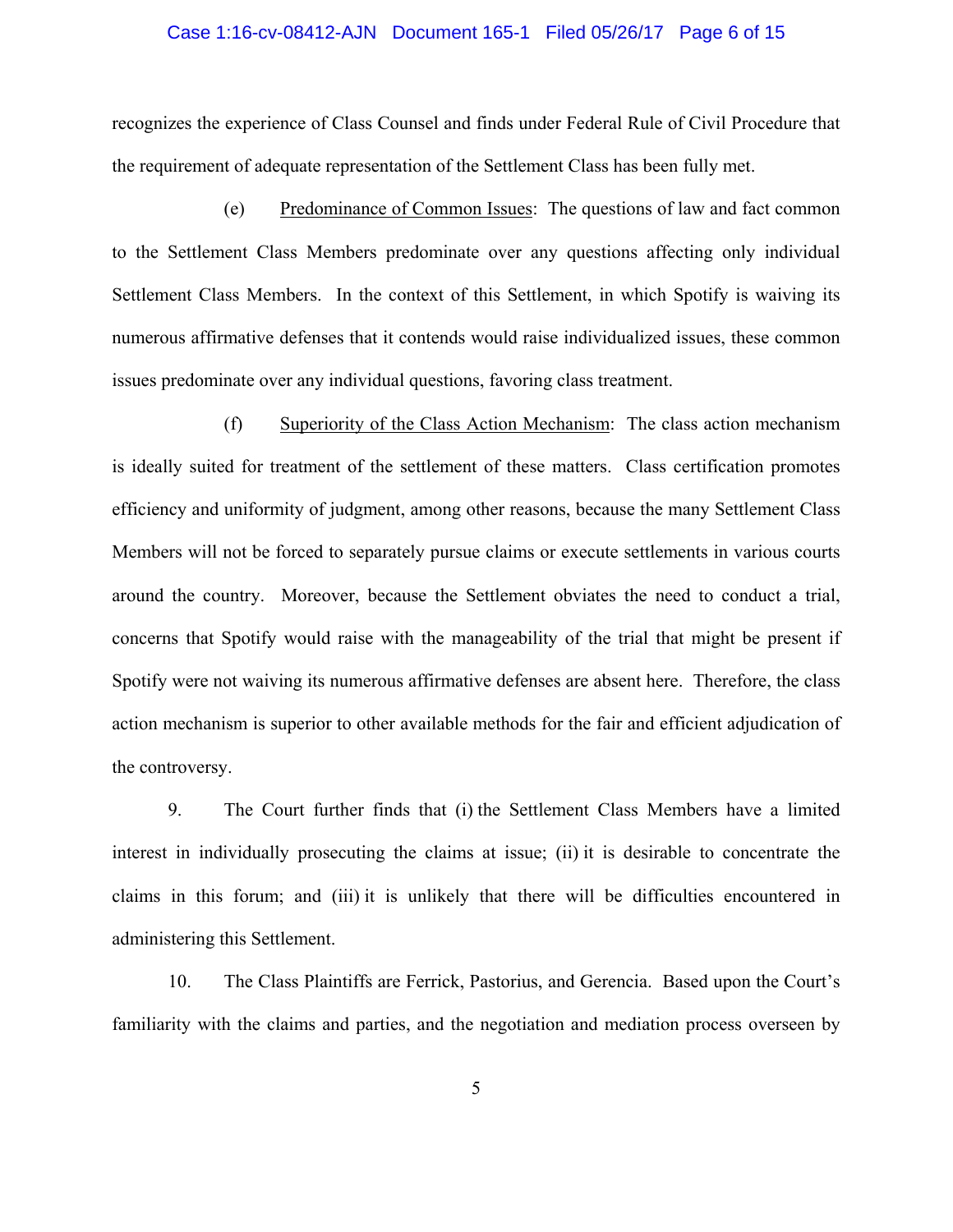recognizes the experience of Class Counsel and finds under Federal Rule of Civil Procedure that the requirement of adequate representation of the Settlement Class has been fully met.

(e) Predominance of Common Issues: The questions of law and fact common to the Settlement Class Members predominate over any questions affecting only individual Settlement Class Members. In the context of this Settlement, in which Spotify is waiving its numerous affirmative defenses that it contends would raise individualized issues, these common issues predominate over any individual questions, favoring class treatment.

(f) Superiority of the Class Action Mechanism: The class action mechanism is ideally suited for treatment of the settlement of these matters. Class certification promotes efficiency and uniformity of judgment, among other reasons, because the many Settlement Class Members will not be forced to separately pursue claims or execute settlements in various courts around the country. Moreover, because the Settlement obviates the need to conduct a trial, concerns that Spotify would raise with the manageability of the trial that might be present if Spotify were not waiving its numerous affirmative defenses are absent here. Therefore, the class action mechanism is superior to other available methods for the fair and efficient adjudication of the controversy.

9. The Court further finds that (i) the Settlement Class Members have a limited interest in individually prosecuting the claims at issue; (ii) it is desirable to concentrate the claims in this forum; and (iii) it is unlikely that there will be difficulties encountered in administering this Settlement.

10. The Class Plaintiffs are Ferrick, Pastorius, and Gerencia. Based upon the Court's familiarity with the claims and parties, and the negotiation and mediation process overseen by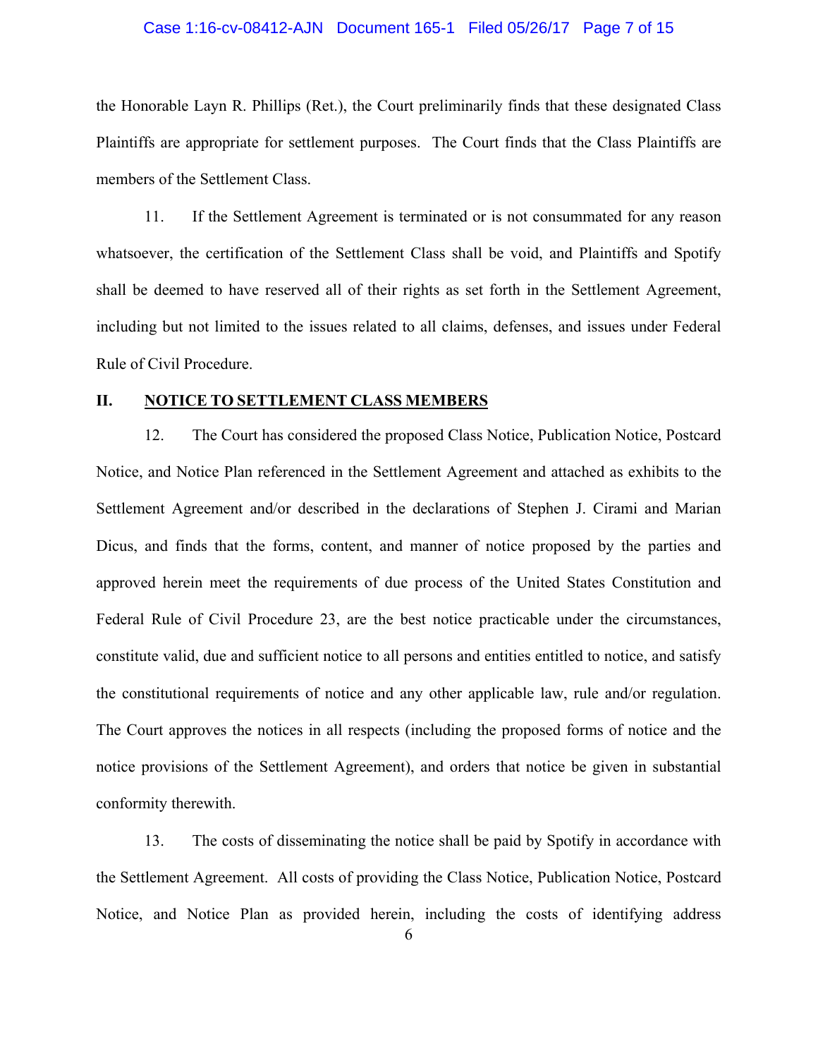the Honorable Layn R. Phillips (Ret.), the Court preliminarily finds that these designated Class Plaintiffs are appropriate for settlement purposes. The Court finds that the Class Plaintiffs are members of the Settlement Class.

11. If the Settlement Agreement is terminated or is not consummated for any reason whatsoever, the certification of the Settlement Class shall be void, and Plaintiffs and Spotify shall be deemed to have reserved all of their rights as set forth in the Settlement Agreement, including but not limited to the issues related to all claims, defenses, and issues under Federal Rule of Civil Procedure.

## II. NOTICE TO SETTLEMENT CLASS MEMBERS

12. The Court has considered the proposed Class Notice, Publication Notice, Postcard Notice, and Notice Plan referenced in the Settlement Agreement and attached as exhibits to the Settlement Agreement and/or described in the declarations of Stephen J. Cirami and Marian Dicus, and finds that the forms, content, and manner of notice proposed by the parties and approved herein meet the requirements of due process of the United States Constitution and Federal Rule of Civil Procedure 23, are the best notice practicable under the circumstances, constitute valid, due and sufficient notice to all persons and entities entitled to notice, and satisfy the constitutional requirements of notice and any other applicable law, rule and/or regulation. The Court approves the notices in all respects (including the proposed forms of notice and the notice provisions of the Settlement Agreement), and orders that notice be given in substantial conformity therewith.

13. The costs of disseminating the notice shall be paid by Spotify in accordance with the Settlement Agreement. All costs of providing the Class Notice, Publication Notice, Postcard Notice, and Notice Plan as provided herein, including the costs of identifying address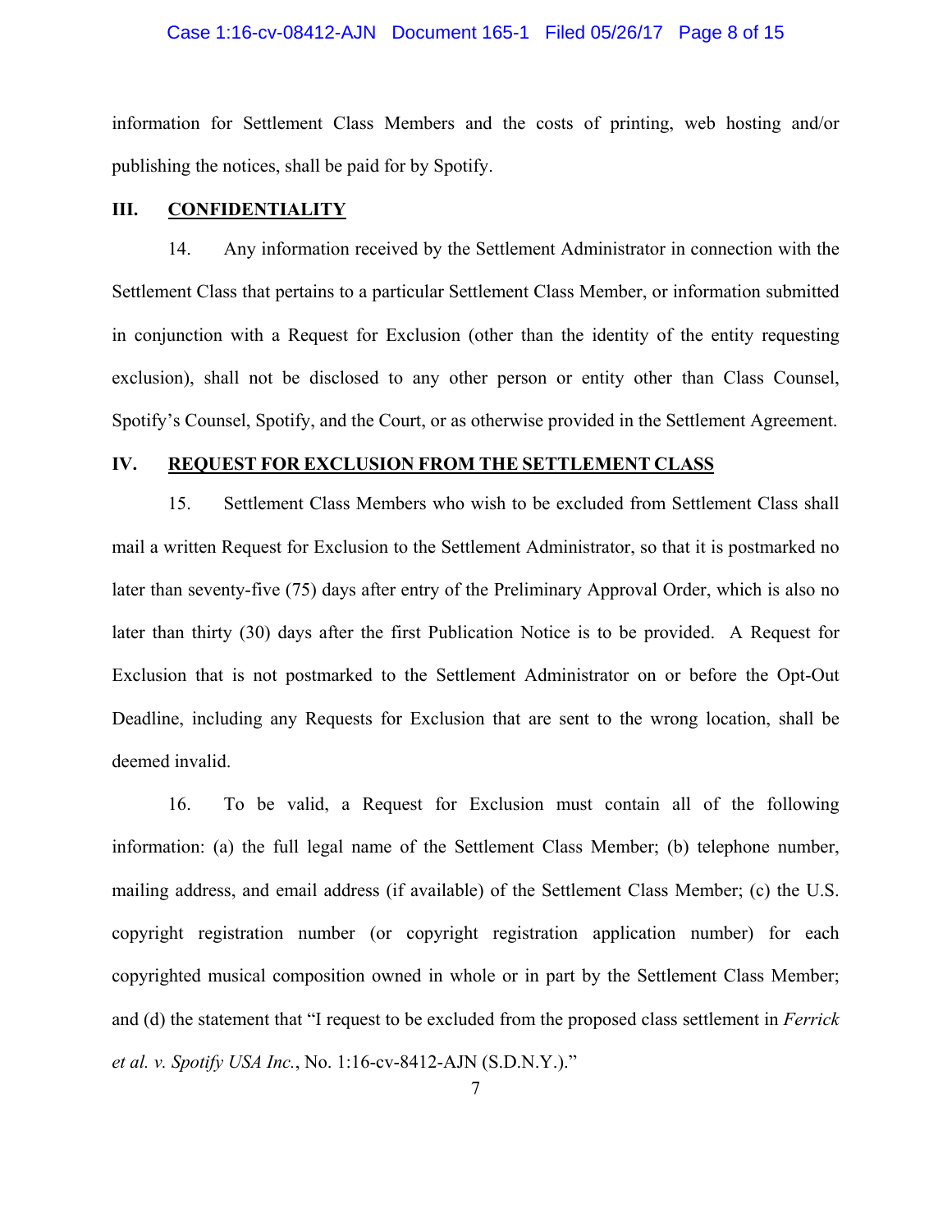information for Settlement Class Members and the costs of printing, web hosting and/or publishing the notices, shall be paid for by Spotify.

## III. CONFIDENTIALITY

14. Any information received by the Settlement Administrator in connection with the Settlement Class that pertains to a particular Settlement Class Member, or information submitted in conjunction with a Request for Exclusion (other than the identity of the entity requesting exclusion), shall not be disclosed to any other person or entity other than Class Counsel, Spotify's Counsel, Spotify, and the Court, or as otherwise provided in the Settlement Agreement.

## IV. REQUEST FOR EXCLUSION FROM THE SETTLEMENT CLASS

15. Settlement Class Members who wish to be excluded from Settlement Class shall mail a written Request for Exclusion to the Settlement Administrator, so that it is postmarked no later than seventy-five (75) days after entry of the Preliminary Approval Order, which is also no later than thirty (30) days after the first Publication Notice is to be provided. A Request for Exclusion that is not postmarked to the Settlement Administrator on or before the Opt-Out Deadline, including any Requests for Exclusion that are sent to the wrong location, shall be deemed invalid.

16. To be valid, a Request for Exclusion must contain all of the following information: (a) the full legal name of the Settlement Class Member; (b) telephone number, mailing address, and email address (if available) of the Settlement Class Member; (c) the U.S. copyright registration number (or copyright registration application number) for each copyrighted musical composition owned in whole or in part by the Settlement Class Member; and (d) the statement that "I request to be excluded from the proposed class settlement in *Ferrick et al. v. Spotify USA Inc.*, No. 1:16-cv-8412-AJN (S.D.N.Y.)."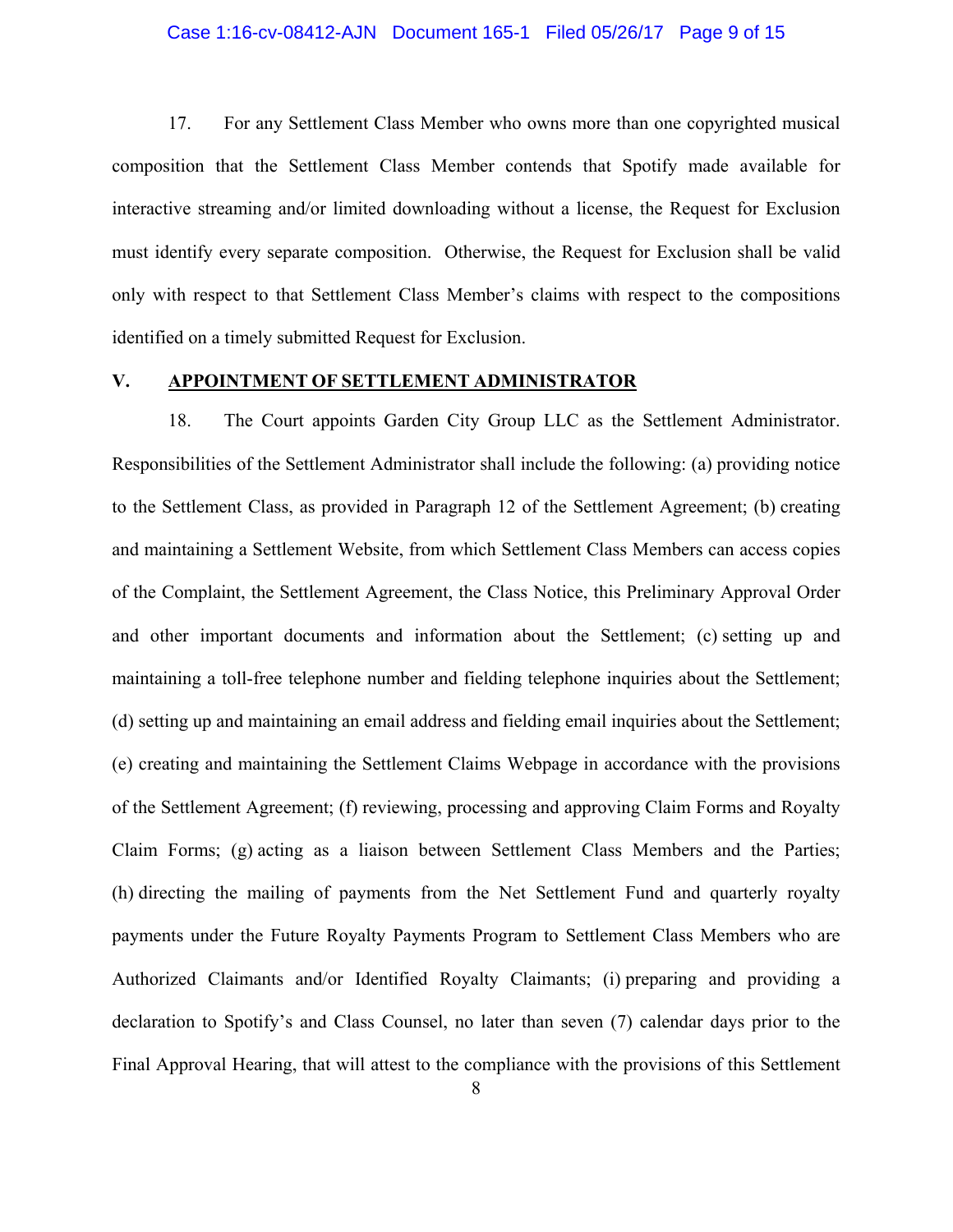17. For any Settlement Class Member who owns more than one copyrighted musical composition that the Settlement Class Member contends that Spotify made available for interactive streaming and/or limited downloading without a license, the Request for Exclusion must identify every separate composition. Otherwise, the Request for Exclusion shall be valid only with respect to that Settlement Class Member's claims with respect to the compositions identified on a timely submitted Request for Exclusion.

## V. APPOINTMENT OF SETTLEMENT ADMINISTRATOR

18. The Court appoints Garden City Group LLC as the Settlement Administrator. Responsibilities of the Settlement Administrator shall include the following: (a) providing notice to the Settlement Class, as provided in Paragraph 12 of the Settlement Agreement; (b) creating and maintaining a Settlement Website, from which Settlement Class Members can access copies of the Complaint, the Settlement Agreement, the Class Notice, this Preliminary Approval Order and other important documents and information about the Settlement; (c) setting up and maintaining a toll-free telephone number and fielding telephone inquiries about the Settlement; (d) setting up and maintaining an email address and fielding email inquiries about the Settlement; (e) creating and maintaining the Settlement Claims Webpage in accordance with the provisions of the Settlement Agreement; (f) reviewing, processing and approving Claim Forms and Royalty Claim Forms; (g) acting as a liaison between Settlement Class Members and the Parties; (h) directing the mailing of payments from the Net Settlement Fund and quarterly royalty payments under the Future Royalty Payments Program to Settlement Class Members who are Authorized Claimants and/or Identified Royalty Claimants; (i) preparing and providing a declaration to Spotify's and Class Counsel, no later than seven (7) calendar days prior to the Final Approval Hearing, that will attest to the compliance with the provisions of this Settlement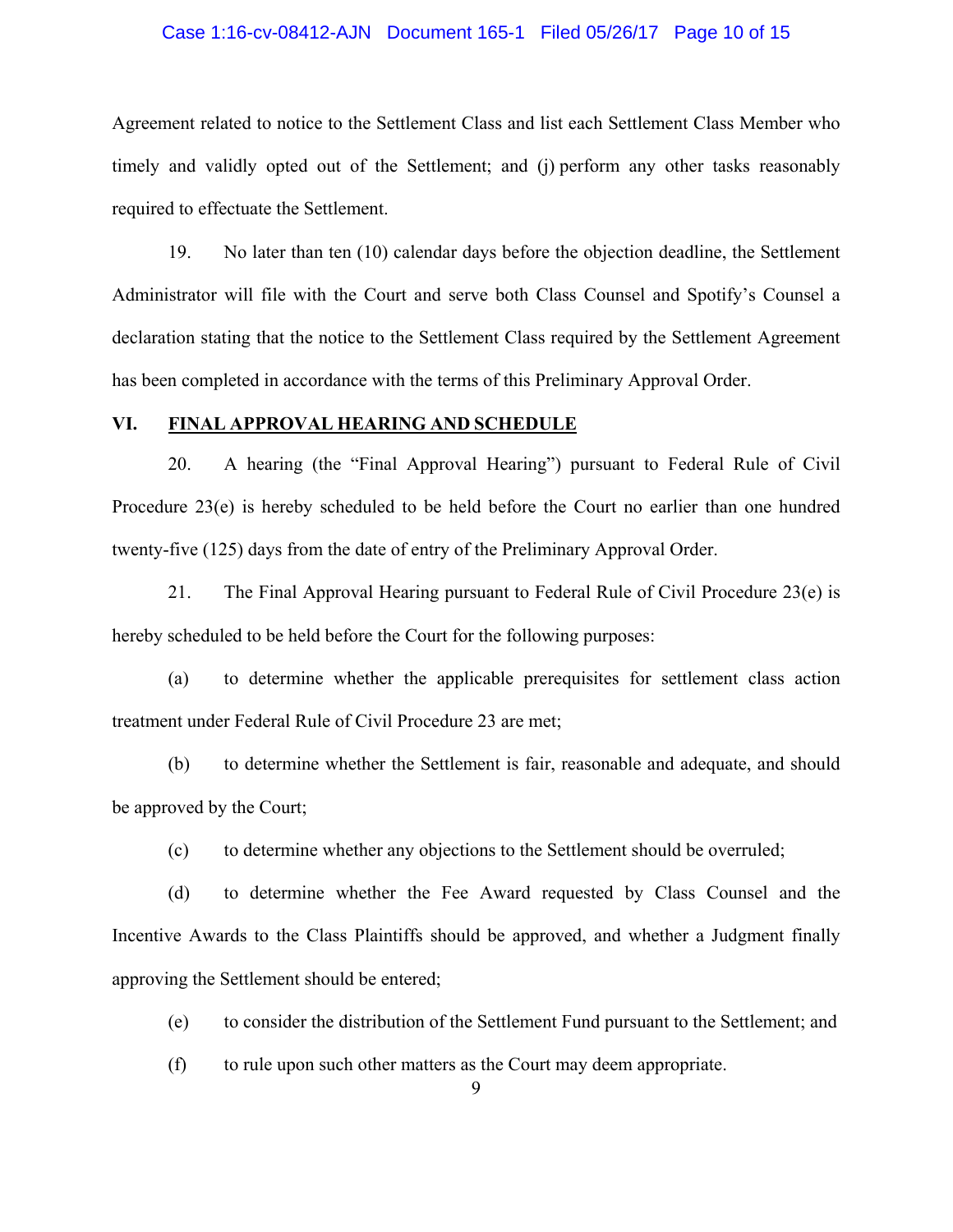Agreement related to notice to the Settlement Class and list each Settlement Class Member who timely and validly opted out of the Settlement; and (j) perform any other tasks reasonably required to effectuate the Settlement.

19. No later than ten (10) calendar days before the objection deadline, the Settlement Administrator will file with the Court and serve both Class Counsel and Spotify's Counsel a declaration stating that the notice to the Settlement Class required by the Settlement Agreement has been completed in accordance with the terms of this Preliminary Approval Order.

## VI. **FINAL APPROVAL HEARING AND SCHEDULE**

20. A hearing (the "Final Approval Hearing") pursuant to Federal Rule of Civil Procedure 23(e) is hereby scheduled to be held before the Court no earlier than one hundred twenty-five (125) days from the date of entry of the Preliminary Approval Order.

21. The Final Approval Hearing pursuant to Federal Rule of Civil Procedure 23(e) is hereby scheduled to be held before the Court for the following purposes:

(a) to determine whether the applicable prerequisites for settlement class action treatment under Federal Rule of Civil Procedure 23 are met;

(b) to determine whether the Settlement is fair, reasonable and adequate, and should be approved by the Court;

(c) to determine whether any objections to the Settlement should be overruled;

(d) to determine whether the Fee Award requested by Class Counsel and the Incentive Awards to the Class Plaintiffs should be approved, and whether a Judgment finally approving the Settlement should be entered;

(e) to consider the distribution of the Settlement Fund pursuant to the Settlement; and

(f) to rule upon such other matters as the Court may deem appropriate.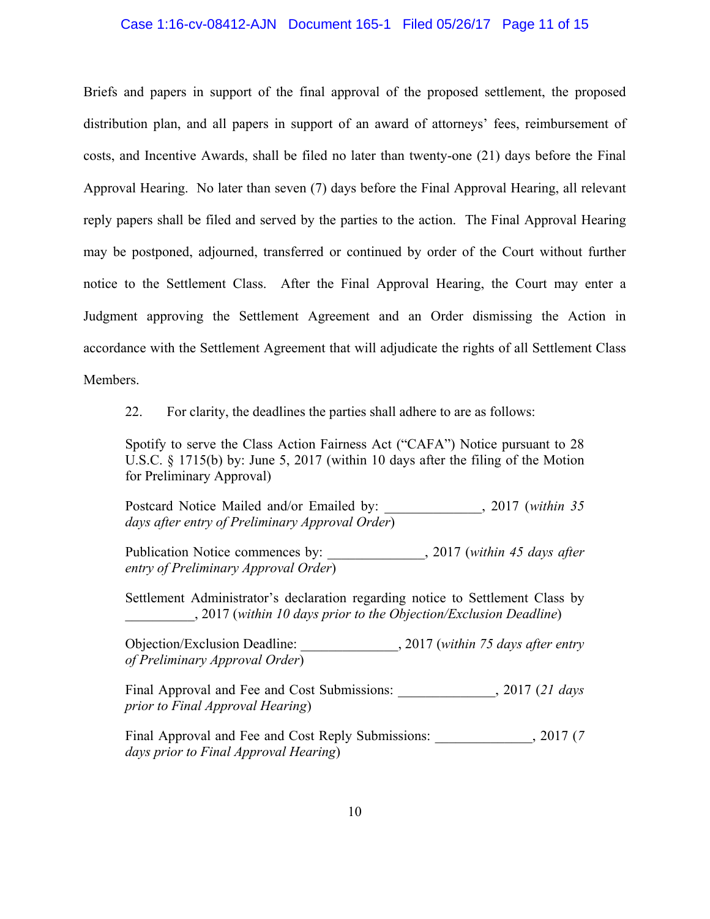Briefs and papers in support of the final approval of the proposed settlement, the proposed distribution plan, and all papers in support of an award of attorneys' fees, reimbursement of costs, and Incentive Awards, shall be filed no later than twenty-one (21) days before the Final Approval Hearing. No later than seven (7) days before the Final Approval Hearing, all relevant reply papers shall be filed and served by the parties to the action. The Final Approval Hearing may be postponed, adjourned, transferred or continued by order of the Court without further notice to the Settlement Class. After the Final Approval Hearing, the Court may enter a Judgment approving the Settlement Agreement and an Order dismissing the Action in accordance with the Settlement Agreement that will adjudicate the rights of all Settlement Class Members.

22. For clarity, the deadlines the parties shall adhere to are as follows:

Spotify to serve the Class Action Fairness Act ("CAFA") Notice pursuant to 28 U.S.C. § 1715(b) by: June 5, 2017 (within 10 days after the filing of the Motion for Preliminary Approval)

Postcard Notice Mailed and/or Emailed by: ______________, 2017 (*within 35 days after entry of Preliminary Approval Order*)

Publication Notice commences by: ______________, 2017 (*within 45 days after entry of Preliminary Approval Order*)

Settlement Administrator's declaration regarding notice to Settlement Class by __________, 2017 (*within 10 days prior to the Objection/Exclusion Deadline*)

Objection/Exclusion Deadline: ______________, 2017 (*within 75 days after entry of Preliminary Approval Order*)

Final Approval and Fee and Cost Submissions: ______________, 2017 (*21 days prior to Final Approval Hearing*)

Final Approval and Fee and Cost Reply Submissions: ______________, 2017 (*7 days prior to Final Approval Hearing*)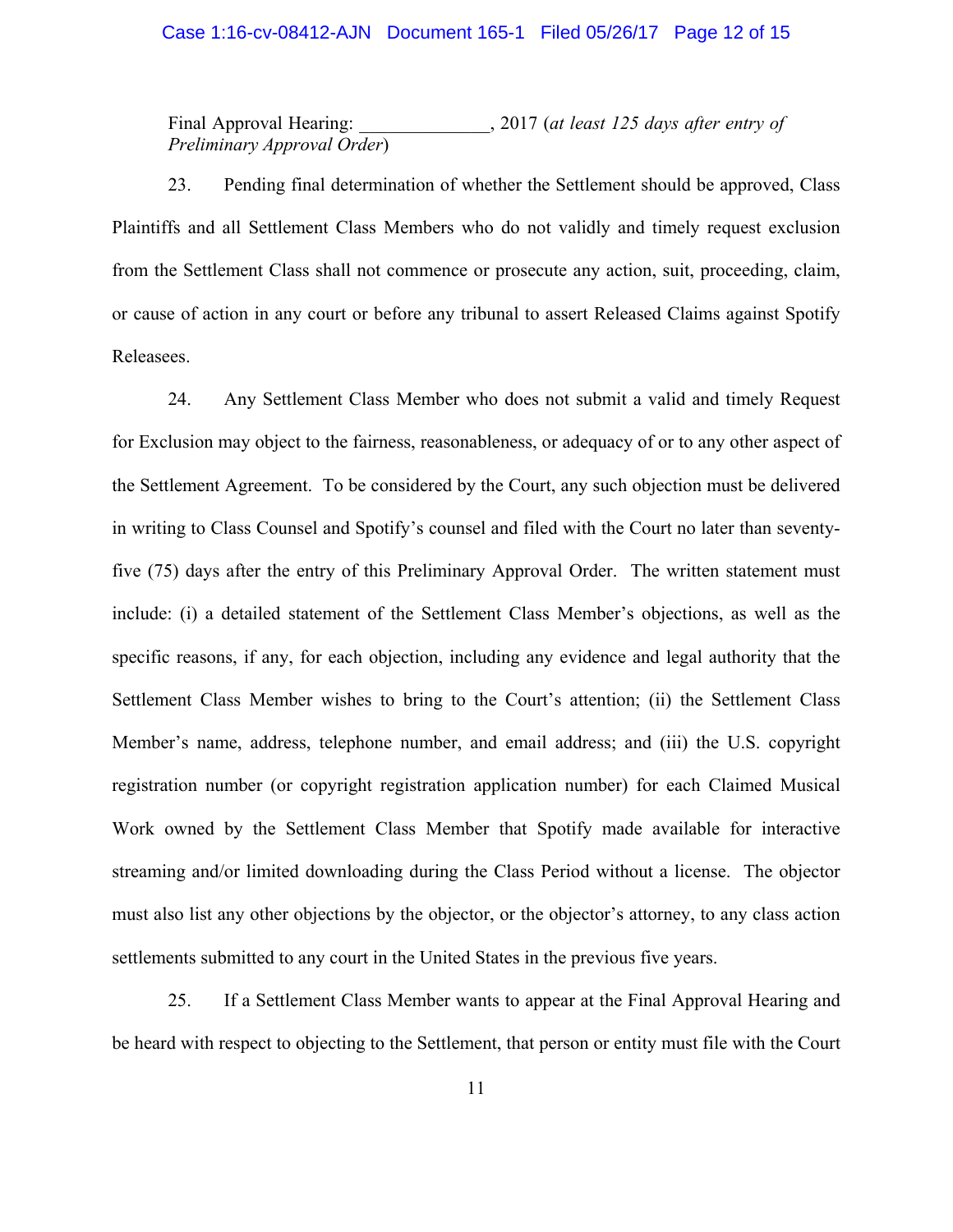Final Approval Hearing: ______________, 2017 (*at least 125 days after entry of Preliminary Approval Order*)

23. Pending final determination of whether the Settlement should be approved, Class Plaintiffs and all Settlement Class Members who do not validly and timely request exclusion from the Settlement Class shall not commence or prosecute any action, suit, proceeding, claim, or cause of action in any court or before any tribunal to assert Released Claims against Spotify Releasees.

24. Any Settlement Class Member who does not submit a valid and timely Request for Exclusion may object to the fairness, reasonableness, or adequacy of or to any other aspect of the Settlement Agreement. To be considered by the Court, any such objection must be delivered in writing to Class Counsel and Spotify's counsel and filed with the Court no later than seventy-five (75) days after the entry of this Preliminary Approval Order. The written statement must include: (i) a detailed statement of the Settlement Class Member's objections, as well as the specific reasons, if any, for each objection, including any evidence and legal authority that the Settlement Class Member wishes to bring to the Court's attention; (ii) the Settlement Class Member's name, address, telephone number, and email address; and (iii) the U.S. copyright registration number (or copyright registration application number) for each Claimed Musical Work owned by the Settlement Class Member that Spotify made available for interactive streaming and/or limited downloading during the Class Period without a license. The objector must also list any other objections by the objector, or the objector's attorney, to any class action settlements submitted to any court in the United States in the previous five years.

25. If a Settlement Class Member wants to appear at the Final Approval Hearing and be heard with respect to objecting to the Settlement, that person or entity must file with the Court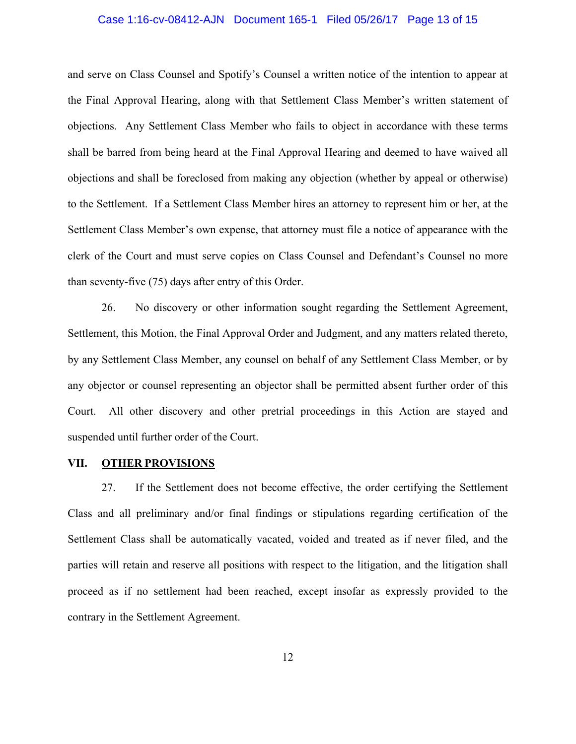and serve on Class Counsel and Spotify's Counsel a written notice of the intention to appear at the Final Approval Hearing, along with that Settlement Class Member's written statement of objections. Any Settlement Class Member who fails to object in accordance with these terms shall be barred from being heard at the Final Approval Hearing and deemed to have waived all objections and shall be foreclosed from making any objection (whether by appeal or otherwise) to the Settlement. If a Settlement Class Member hires an attorney to represent him or her, at the Settlement Class Member's own expense, that attorney must file a notice of appearance with the clerk of the Court and must serve copies on Class Counsel and Defendant's Counsel no more than seventy-five (75) days after entry of this Order.

26. No discovery or other information sought regarding the Settlement Agreement, Settlement, this Motion, the Final Approval Order and Judgment, and any matters related thereto, by any Settlement Class Member, any counsel on behalf of any Settlement Class Member, or by any objector or counsel representing an objector shall be permitted absent further order of this Court. All other discovery and other pretrial proceedings in this Action are stayed and suspended until further order of the Court.

## VII. <u>OTHER PROVISIONS</u>

27. If the Settlement does not become effective, the order certifying the Settlement Class and all preliminary and/or final findings or stipulations regarding certification of the Settlement Class shall be automatically vacated, voided and treated as if never filed, and the parties will retain and reserve all positions with respect to the litigation, and the litigation shall proceed as if no settlement had been reached, except insofar as expressly provided to the contrary in the Settlement Agreement.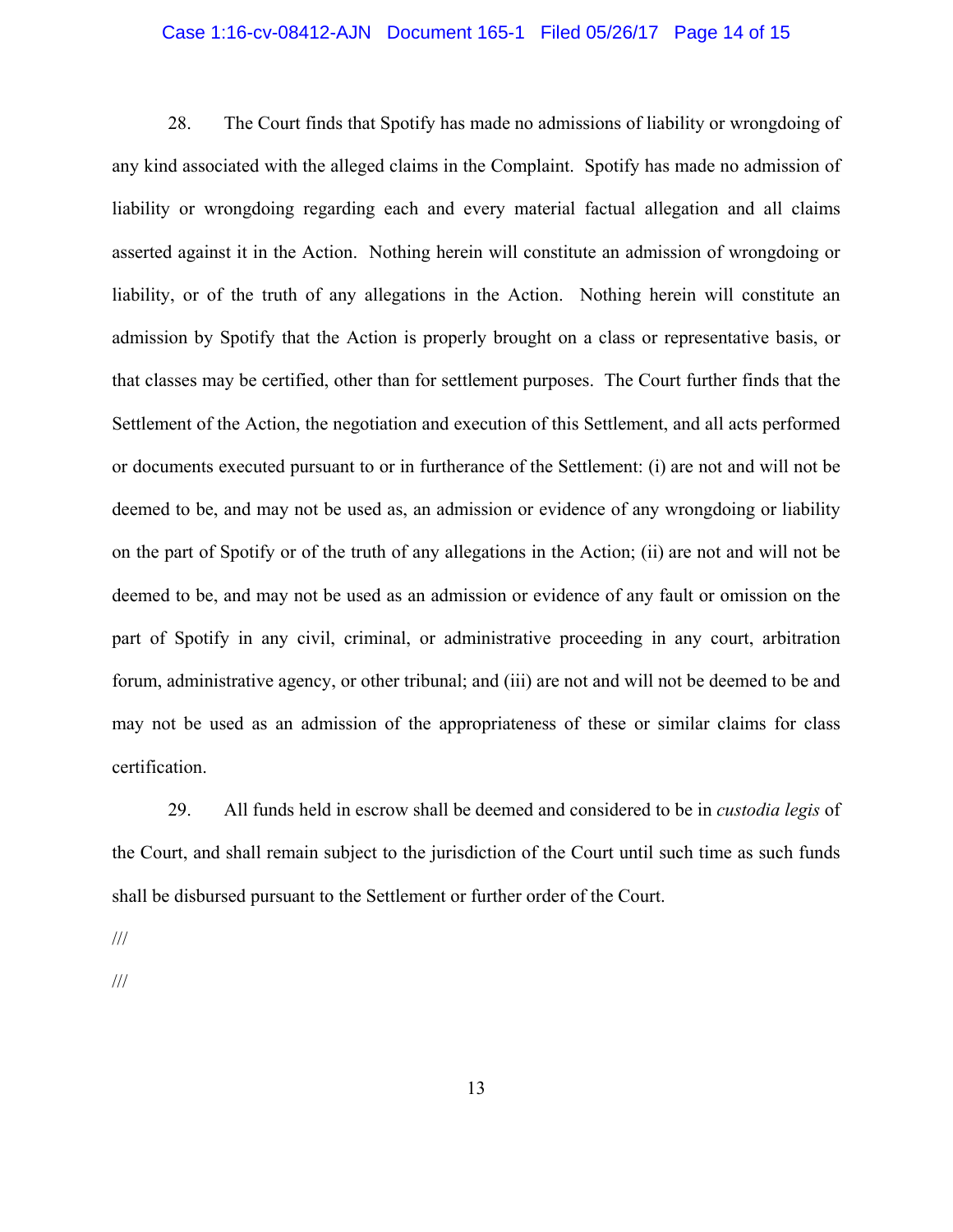28. The Court finds that Spotify has made no admissions of liability or wrongdoing of any kind associated with the alleged claims in the Complaint. Spotify has made no admission of liability or wrongdoing regarding each and every material factual allegation and all claims asserted against it in the Action. Nothing herein will constitute an admission of wrongdoing or liability, or of the truth of any allegations in the Action. Nothing herein will constitute an admission by Spotify that the Action is properly brought on a class or representative basis, or that classes may be certified, other than for settlement purposes. The Court further finds that the Settlement of the Action, the negotiation and execution of this Settlement, and all acts performed or documents executed pursuant to or in furtherance of the Settlement: (i) are not and will not be deemed to be, and may not be used as, an admission or evidence of any wrongdoing or liability on the part of Spotify or of the truth of any allegations in the Action; (ii) are not and will not be deemed to be, and may not be used as an admission or evidence of any fault or omission on the part of Spotify in any civil, criminal, or administrative proceeding in any court, arbitration forum, administrative agency, or other tribunal; and (iii) are not and will not be deemed to be and may not be used as an admission of the appropriateness of these or similar claims for class certification.

29. All funds held in escrow shall be deemed and considered to be in *custodia legis* of the Court, and shall remain subject to the jurisdiction of the Court until such time as such funds shall be disbursed pursuant to the Settlement or further order of the Court.

///

///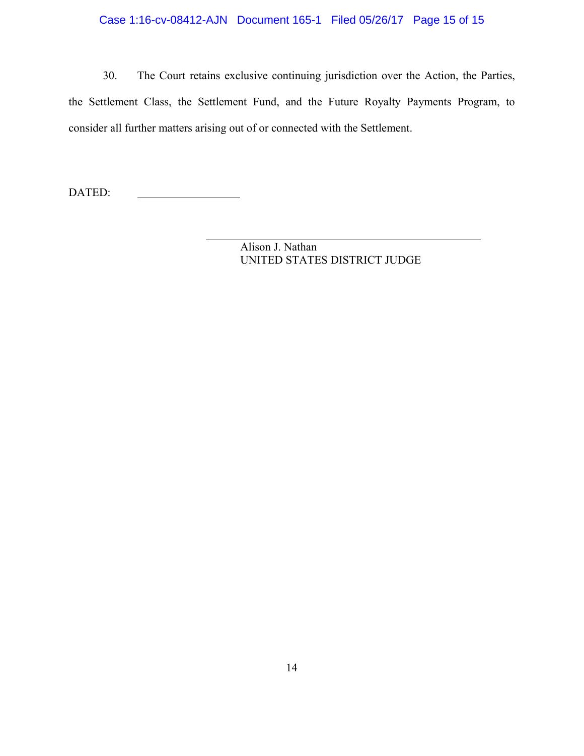30. The Court retains exclusive continuing jurisdiction over the Action, the Parties, the Settlement Class, the Settlement Fund, and the Future Royalty Payments Program, to consider all further matters arising out of or connected with the Settlement.

DATED: \_\_\_\_\_\_\_\_\_\_\_\_\_\_\_\_\_\_

\_\_\_\_\_\_\_\_\_\_\_\_\_\_\_\_\_\_\_\_\_\_\_\_\_\_\_\_\_\_\_\_\_\_\_\_\_\_\_\_

Alison J. Nathan
UNITED STATES DISTRICT JUDGE